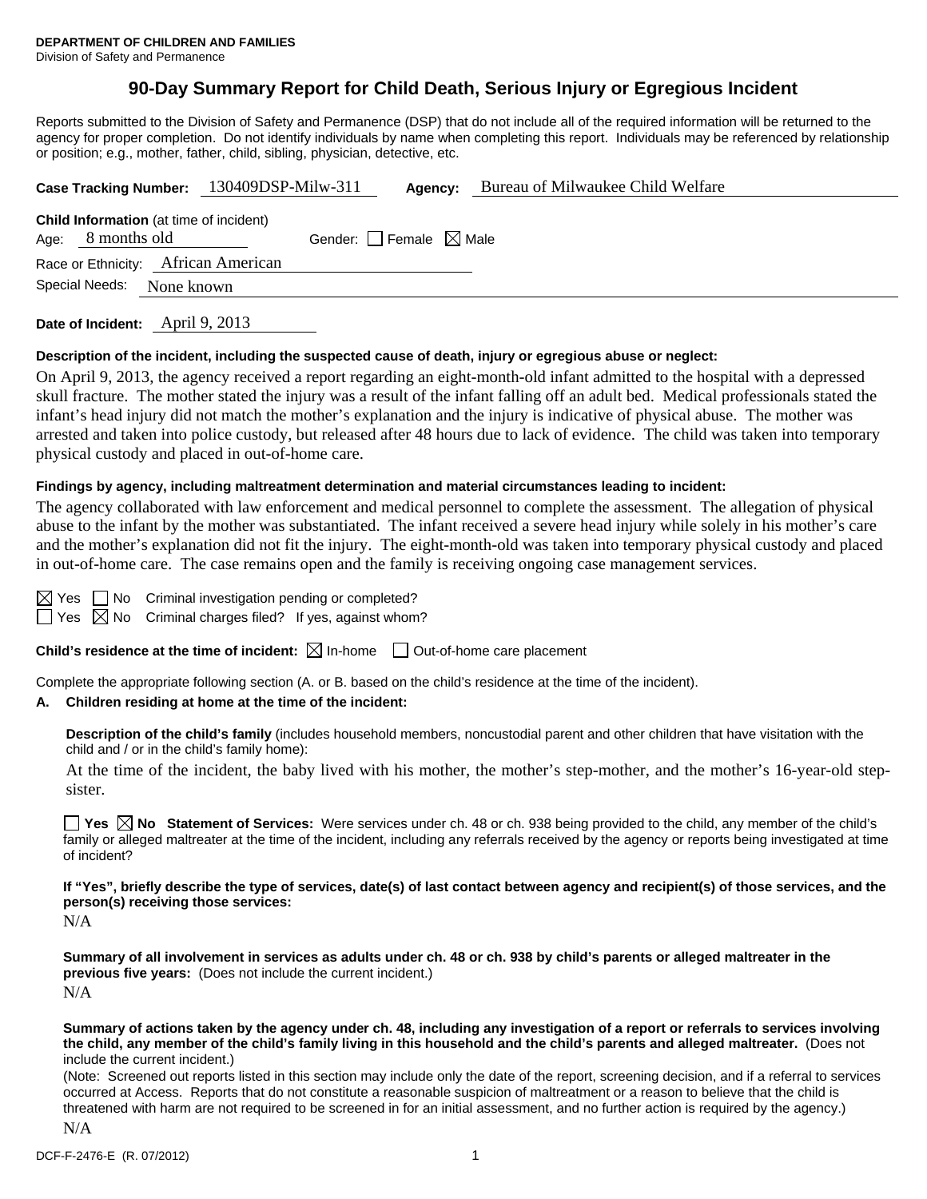**DEPARTMENT OF CHILDREN AND FAMILIES**
Division of Safety and Permanence

# 90-Day Summary Report for Child Death, Serious Injury or Egregious Incident

Reports submitted to the Division of Safety and Permanence (DSP) that do not include all of the required information will be returned to the agency for proper completion. Do not identify individuals by name when completing this report. Individuals may be referenced by relationship or position; e.g., mother, father, child, sibling, physician, detective, etc.

**Case Tracking Number:** 130409DSP-Milw-311 **Agency:** Bureau of Milwaukee Child Welfare

**Child Information** (at time of incident)
Age: 8 months old Gender: ☐ Female ☒ Male
Race or Ethnicity: African American
Special Needs: None known

**Date of Incident:** April 9, 2013

**Description of the incident, including the suspected cause of death, injury or egregious abuse or neglect:**

On April 9, 2013, the agency received a report regarding an eight-month-old infant admitted to the hospital with a depressed skull fracture. The mother stated the injury was a result of the infant falling off an adult bed. Medical professionals stated the infant's head injury did not match the mother's explanation and the injury is indicative of physical abuse. The mother was arrested and taken into police custody, but released after 48 hours due to lack of evidence. The child was taken into temporary physical custody and placed in out-of-home care.

**Findings by agency, including maltreatment determination and material circumstances leading to incident:**

The agency collaborated with law enforcement and medical personnel to complete the assessment. The allegation of physical abuse to the infant by the mother was substantiated. The infant received a severe head injury while solely in his mother's care and the mother's explanation did not fit the injury. The eight-month-old was taken into temporary physical custody and placed in out-of-home care. The case remains open and the family is receiving ongoing case management services.

☒ Yes ☐ No Criminal investigation pending or completed?
☐ Yes ☒ No Criminal charges filed? If yes, against whom?

**Child's residence at the time of incident:** ☒ In-home ☐ Out-of-home care placement

Complete the appropriate following section (A. or B. based on the child's residence at the time of the incident).

**A. Children residing at home at the time of the incident:**

**Description of the child's family** (includes household members, noncustodial parent and other children that have visitation with the child and / or in the child's family home):

At the time of the incident, the baby lived with his mother, the mother's step-mother, and the mother's 16-year-old step-sister.

☐ **Yes** ☒ **No Statement of Services:** Were services under ch. 48 or ch. 938 being provided to the child, any member of the child's family or alleged maltreater at the time of the incident, including any referrals received by the agency or reports being investigated at time of incident?

**If "Yes", briefly describe the type of services, date(s) of last contact between agency and recipient(s) of those services, and the person(s) receiving those services:**

N/A

**Summary of all involvement in services as adults under ch. 48 or ch. 938 by child's parents or alleged maltreater in the previous five years:** (Does not include the current incident.)

N/A

**Summary of actions taken by the agency under ch. 48, including any investigation of a report or referrals to services involving the child, any member of the child's family living in this household and the child's parents and alleged maltreater.** (Does not include the current incident.)

(Note: Screened out reports listed in this section may include only the date of the report, screening decision, and if a referral to services occurred at Access. Reports that do not constitute a reasonable suspicion of maltreatment or a reason to believe that the child is threatened with harm are not required to be screened in for an initial assessment, and no further action is required by the agency.)

N/A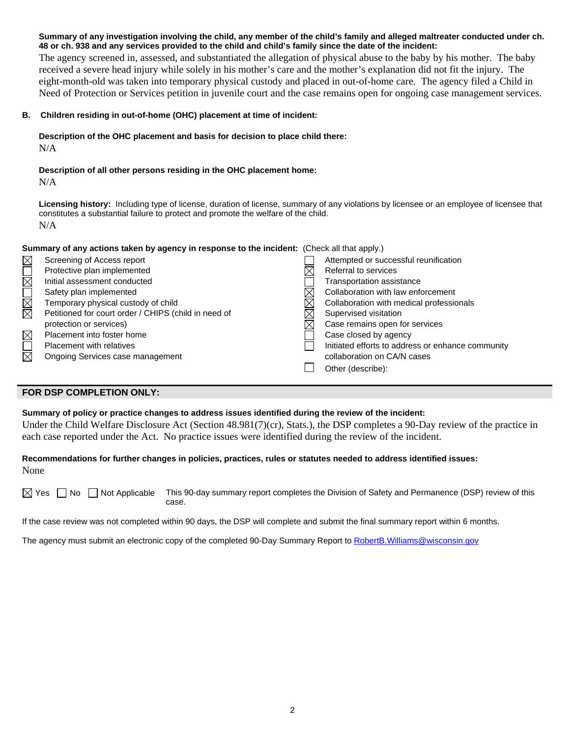**Summary of any investigation involving the child, any member of the child's family and alleged maltreater conducted under ch. 48 or ch. 938 and any services provided to the child and child's family since the date of the incident:**

The agency screened in, assessed, and substantiated the allegation of physical abuse to the baby by his mother. The baby received a severe head injury while solely in his mother's care and the mother's explanation did not fit the injury. The eight-month-old was taken into temporary physical custody and placed in out-of-home care. The agency filed a Child in Need of Protection or Services petition in juvenile court and the case remains open for ongoing case management services.

**B. Children residing in out-of-home (OHC) placement at time of incident:**

**Description of the OHC placement and basis for decision to place child there:**

N/A

**Description of all other persons residing in the OHC placement home:**

N/A

**Licensing history:** Including type of license, duration of license, summary of any violations by licensee or an employee of licensee that constitutes a substantial failure to protect and promote the welfare of the child.

N/A

**Summary of any actions taken by agency in response to the incident:** (Check all that apply.)

- ☒ Screening of Access report
- ☐ Protective plan implemented
- ☒ Initial assessment conducted
- ☐ Safety plan implemented
- ☒ Temporary physical custody of child
- ☒ Petitioned for court order / CHIPS (child in need of protection or services)
- ☒ Placement into foster home
- ☐ Placement with relatives
- ☒ Ongoing Services case management
- ☐ Attempted or successful reunification
- ☒ Referral to services
- ☐ Transportation assistance
- ☒ Collaboration with law enforcement
- ☒ Collaboration with medical professionals
- ☒ Supervised visitation
- ☒ Case remains open for services
- ☐ Case closed by agency
- ☐ Initiated efforts to address or enhance community collaboration on CA/N cases
- ☐ Other (describe):

## FOR DSP COMPLETION ONLY:

**Summary of policy or practice changes to address issues identified during the review of the incident:**

Under the Child Welfare Disclosure Act (Section 48.981(7)(cr), Stats.), the DSP completes a 90-Day review of the practice in each case reported under the Act. No practice issues were identified during the review of the incident.

**Recommendations for further changes in policies, practices, rules or statutes needed to address identified issues:**

None

☒ Yes ☐ No ☐ Not Applicable This 90-day summary report completes the Division of Safety and Permanence (DSP) review of this case.

If the case review was not completed within 90 days, the DSP will complete and submit the final summary report within 6 months.

The agency must submit an electronic copy of the completed 90-Day Summary Report to RobertB.Williams@wisconsin.gov